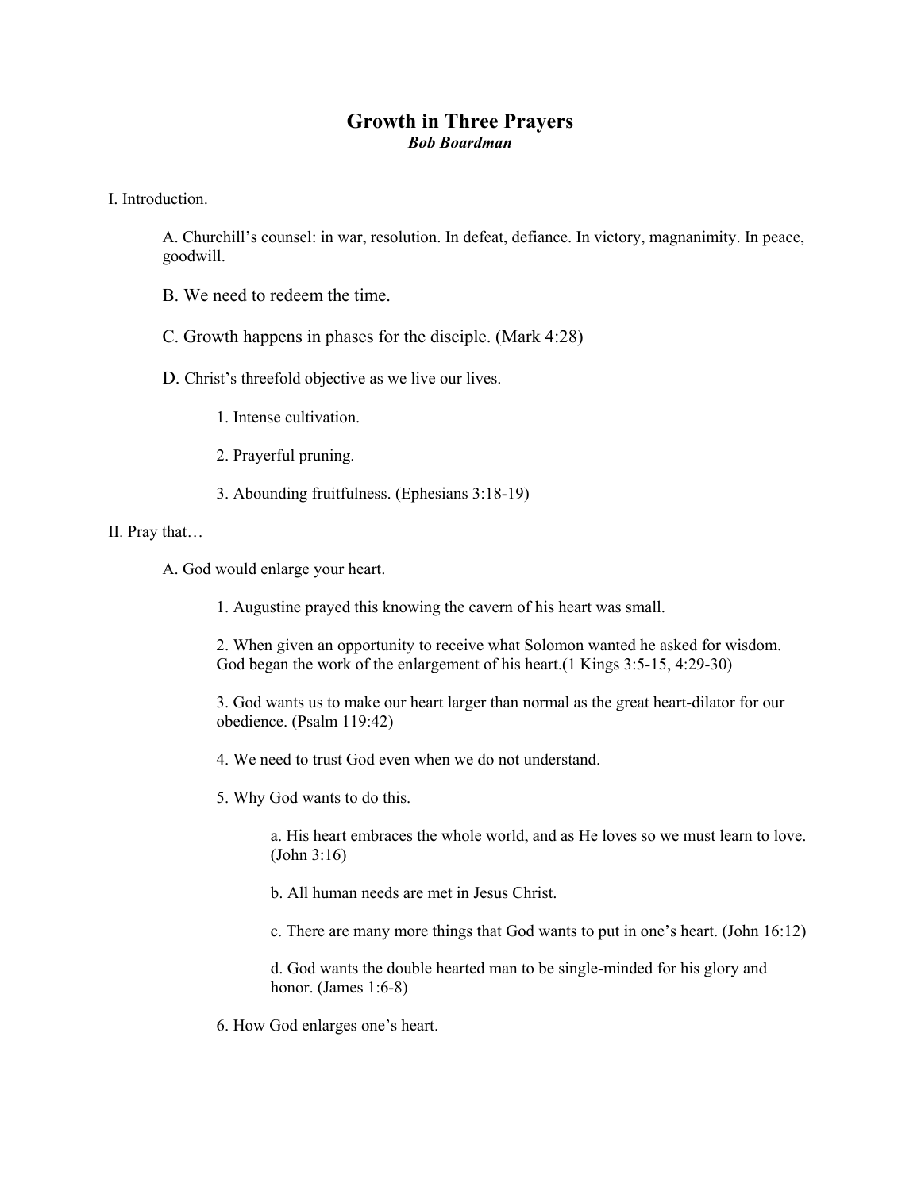# Growth in Three Prayers

***Bob Boardman***

I. Introduction.

A. Churchill's counsel: in war, resolution. In defeat, defiance. In victory, magnanimity. In peace, goodwill.

B. We need to redeem the time.

C. Growth happens in phases for the disciple. (Mark 4:28)

D. Christ's threefold objective as we live our lives.

1. Intense cultivation.

2. Prayerful pruning.

3. Abounding fruitfulness. (Ephesians 3:18-19)

II. Pray that…

A. God would enlarge your heart.

1. Augustine prayed this knowing the cavern of his heart was small.

2. When given an opportunity to receive what Solomon wanted he asked for wisdom. God began the work of the enlargement of his heart.(1 Kings 3:5-15, 4:29-30)

3. God wants us to make our heart larger than normal as the great heart-dilator for our obedience. (Psalm 119:42)

4. We need to trust God even when we do not understand.

5. Why God wants to do this.

a. His heart embraces the whole world, and as He loves so we must learn to love. (John 3:16)

b. All human needs are met in Jesus Christ.

c. There are many more things that God wants to put in one's heart. (John 16:12)

d. God wants the double hearted man to be single-minded for his glory and honor. (James 1:6-8)

6. How God enlarges one's heart.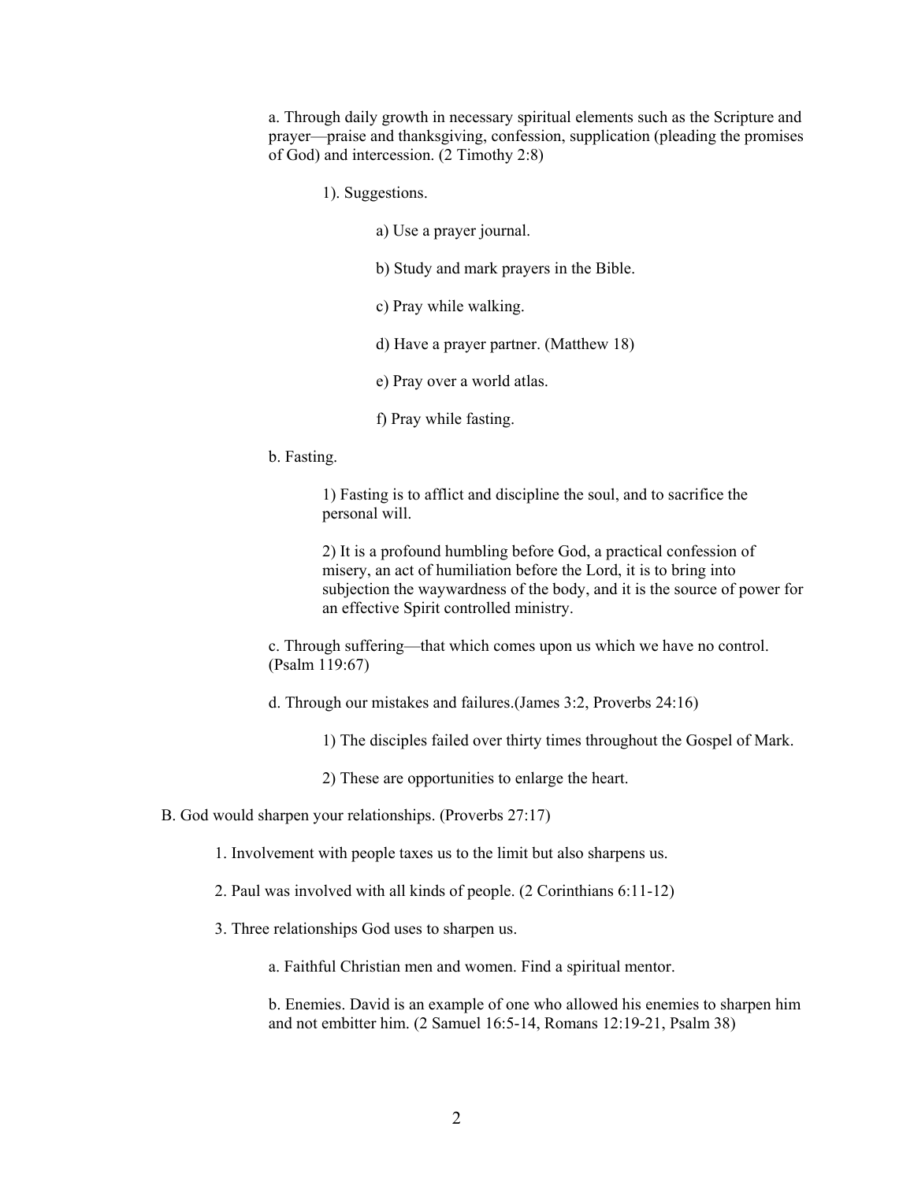a. Through daily growth in necessary spiritual elements such as the Scripture and prayer—praise and thanksgiving, confession, supplication (pleading the promises of God) and intercession. (2 Timothy 2:8)

1). Suggestions.

a) Use a prayer journal.

b) Study and mark prayers in the Bible.

c) Pray while walking.

d) Have a prayer partner. (Matthew 18)

e) Pray over a world atlas.

f) Pray while fasting.

b. Fasting.

1) Fasting is to afflict and discipline the soul, and to sacrifice the personal will.

2) It is a profound humbling before God, a practical confession of misery, an act of humiliation before the Lord, it is to bring into subjection the waywardness of the body, and it is the source of power for an effective Spirit controlled ministry.

c. Through suffering—that which comes upon us which we have no control. (Psalm 119:67)

d. Through our mistakes and failures.(James 3:2, Proverbs 24:16)

1) The disciples failed over thirty times throughout the Gospel of Mark.

2) These are opportunities to enlarge the heart.

B. God would sharpen your relationships. (Proverbs 27:17)

1. Involvement with people taxes us to the limit but also sharpens us.

2. Paul was involved with all kinds of people. (2 Corinthians 6:11-12)

3. Three relationships God uses to sharpen us.

a. Faithful Christian men and women. Find a spiritual mentor.

b. Enemies. David is an example of one who allowed his enemies to sharpen him and not embitter him. (2 Samuel 16:5-14, Romans 12:19-21, Psalm 38)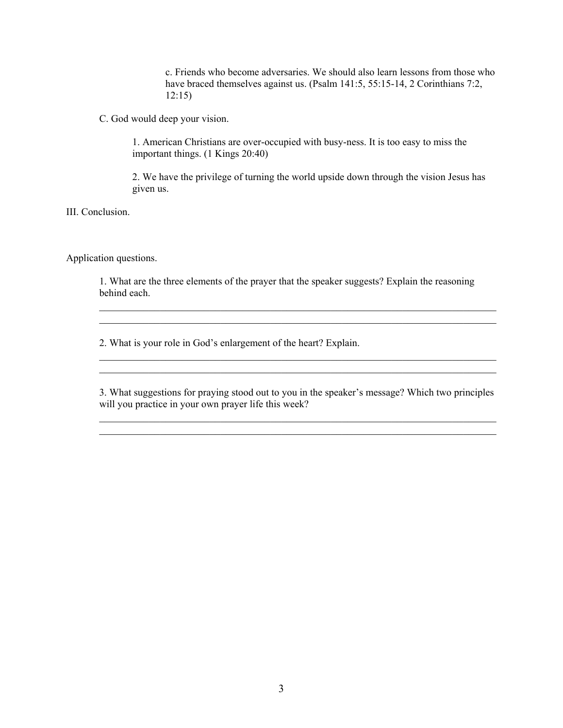c. Friends who become adversaries. We should also learn lessons from those who have braced themselves against us. (Psalm 141:5, 55:15-14, 2 Corinthians 7:2, 12:15)

C. God would deep your vision.

1. American Christians are over-occupied with busy-ness. It is too easy to miss the important things. (1 Kings 20:40)

2. We have the privilege of turning the world upside down through the vision Jesus has given us.

III. Conclusion.

Application questions.

1. What are the three elements of the prayer that the speaker suggests? Explain the reasoning behind each.

\_\_\_\_\_\_\_\_\_\_\_\_\_\_\_\_\_\_\_\_\_\_\_\_\_\_\_\_\_\_\_\_\_\_\_\_\_\_\_\_\_\_\_\_\_\_\_\_\_\_\_\_\_\_\_\_\_\_\_\_\_\_\_\_\_\_\_\_\_\_\_\_\_\_\_\_\_\_
\_\_\_\_\_\_\_\_\_\_\_\_\_\_\_\_\_\_\_\_\_\_\_\_\_\_\_\_\_\_\_\_\_\_\_\_\_\_\_\_\_\_\_\_\_\_\_\_\_\_\_\_\_\_\_\_\_\_\_\_\_\_\_\_\_\_\_\_\_\_\_\_\_\_\_\_\_\_

2. What is your role in God's enlargement of the heart? Explain.

\_\_\_\_\_\_\_\_\_\_\_\_\_\_\_\_\_\_\_\_\_\_\_\_\_\_\_\_\_\_\_\_\_\_\_\_\_\_\_\_\_\_\_\_\_\_\_\_\_\_\_\_\_\_\_\_\_\_\_\_\_\_\_\_\_\_\_\_\_\_\_\_\_\_\_\_\_\_
\_\_\_\_\_\_\_\_\_\_\_\_\_\_\_\_\_\_\_\_\_\_\_\_\_\_\_\_\_\_\_\_\_\_\_\_\_\_\_\_\_\_\_\_\_\_\_\_\_\_\_\_\_\_\_\_\_\_\_\_\_\_\_\_\_\_\_\_\_\_\_\_\_\_\_\_\_\_

3. What suggestions for praying stood out to you in the speaker's message? Which two principles will you practice in your own prayer life this week?

\_\_\_\_\_\_\_\_\_\_\_\_\_\_\_\_\_\_\_\_\_\_\_\_\_\_\_\_\_\_\_\_\_\_\_\_\_\_\_\_\_\_\_\_\_\_\_\_\_\_\_\_\_\_\_\_\_\_\_\_\_\_\_\_\_\_\_\_\_\_\_\_\_\_\_\_\_\_
\_\_\_\_\_\_\_\_\_\_\_\_\_\_\_\_\_\_\_\_\_\_\_\_\_\_\_\_\_\_\_\_\_\_\_\_\_\_\_\_\_\_\_\_\_\_\_\_\_\_\_\_\_\_\_\_\_\_\_\_\_\_\_\_\_\_\_\_\_\_\_\_\_\_\_\_\_\_